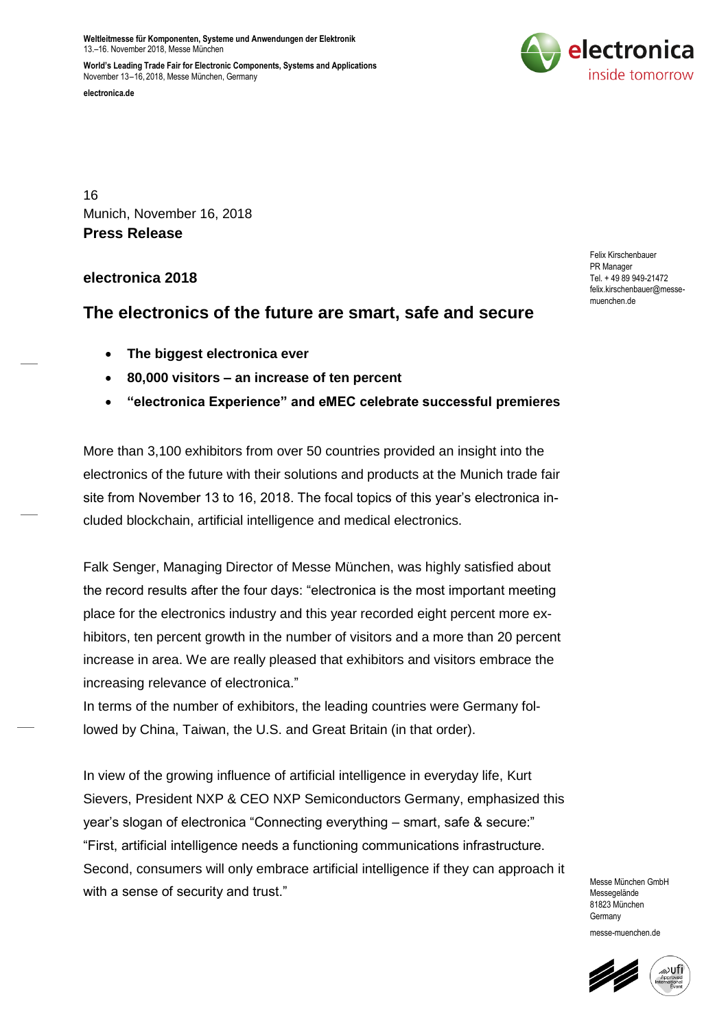Weltleitmesse für Komponenten, Systeme und Anwendungen der Elektronik
13.–16. November 2018, Messe München

World's Leading Trade Fair for Electronic Components, Systems and Applications
November 13–16, 2018, Messe München, Germany

electronica.de

16
Munich, November 16, 2018
**Press Release**

Felix Kirschenbauer
PR Manager
Tel. + 49 89 949-21472
felix.kirschenbauer@messe-muenchen.de

### electronica 2018

## The electronics of the future are smart, safe and secure

- **The biggest electronica ever**
- **80,000 visitors – an increase of ten percent**
- **"electronica Experience" and eMEC celebrate successful premieres**

More than 3,100 exhibitors from over 50 countries provided an insight into the electronics of the future with their solutions and products at the Munich trade fair site from November 13 to 16, 2018. The focal topics of this year's electronica included blockchain, artificial intelligence and medical electronics.

Falk Senger, Managing Director of Messe München, was highly satisfied about the record results after the four days: "electronica is the most important meeting place for the electronics industry and this year recorded eight percent more exhibitors, ten percent growth in the number of visitors and a more than 20 percent increase in area. We are really pleased that exhibitors and visitors embrace the increasing relevance of electronica."
In terms of the number of exhibitors, the leading countries were Germany followed by China, Taiwan, the U.S. and Great Britain (in that order).

In view of the growing influence of artificial intelligence in everyday life, Kurt Sievers, President NXP & CEO NXP Semiconductors Germany, emphasized this year's slogan of electronica "Connecting everything – smart, safe & secure:" "First, artificial intelligence needs a functioning communications infrastructure. Second, consumers will only embrace artificial intelligence if they can approach it with a sense of security and trust."

Messe München GmbH
Messegelände
81823 München
Germany

messe-muenchen.de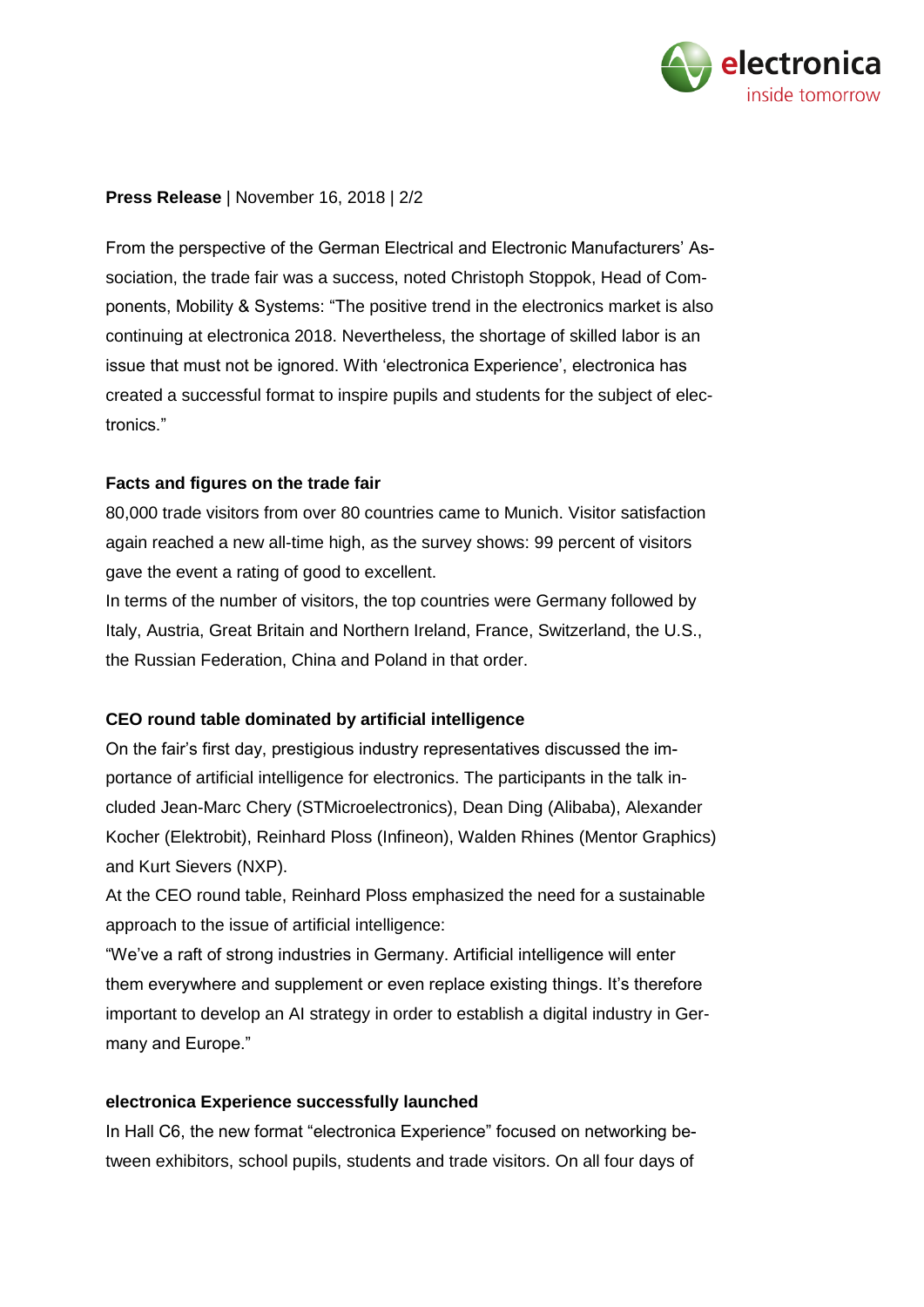**Press Release** | November 16, 2018 | 2/2

From the perspective of the German Electrical and Electronic Manufacturers' Association, the trade fair was a success, noted Christoph Stoppok, Head of Components, Mobility & Systems: "The positive trend in the electronics market is also continuing at electronica 2018. Nevertheless, the shortage of skilled labor is an issue that must not be ignored. With 'electronica Experience', electronica has created a successful format to inspire pupils and students for the subject of electronics."

**Facts and figures on the trade fair**

80,000 trade visitors from over 80 countries came to Munich. Visitor satisfaction again reached a new all-time high, as the survey shows: 99 percent of visitors gave the event a rating of good to excellent.

In terms of the number of visitors, the top countries were Germany followed by Italy, Austria, Great Britain and Northern Ireland, France, Switzerland, the U.S., the Russian Federation, China and Poland in that order.

**CEO round table dominated by artificial intelligence**

On the fair's first day, prestigious industry representatives discussed the importance of artificial intelligence for electronics. The participants in the talk included Jean-Marc Chery (STMicroelectronics), Dean Ding (Alibaba), Alexander Kocher (Elektrobit), Reinhard Ploss (Infineon), Walden Rhines (Mentor Graphics) and Kurt Sievers (NXP).

At the CEO round table, Reinhard Ploss emphasized the need for a sustainable approach to the issue of artificial intelligence:

"We've a raft of strong industries in Germany. Artificial intelligence will enter them everywhere and supplement or even replace existing things. It's therefore important to develop an AI strategy in order to establish a digital industry in Germany and Europe."

**electronica Experience successfully launched**

In Hall C6, the new format "electronica Experience" focused on networking between exhibitors, school pupils, students and trade visitors. On all four days of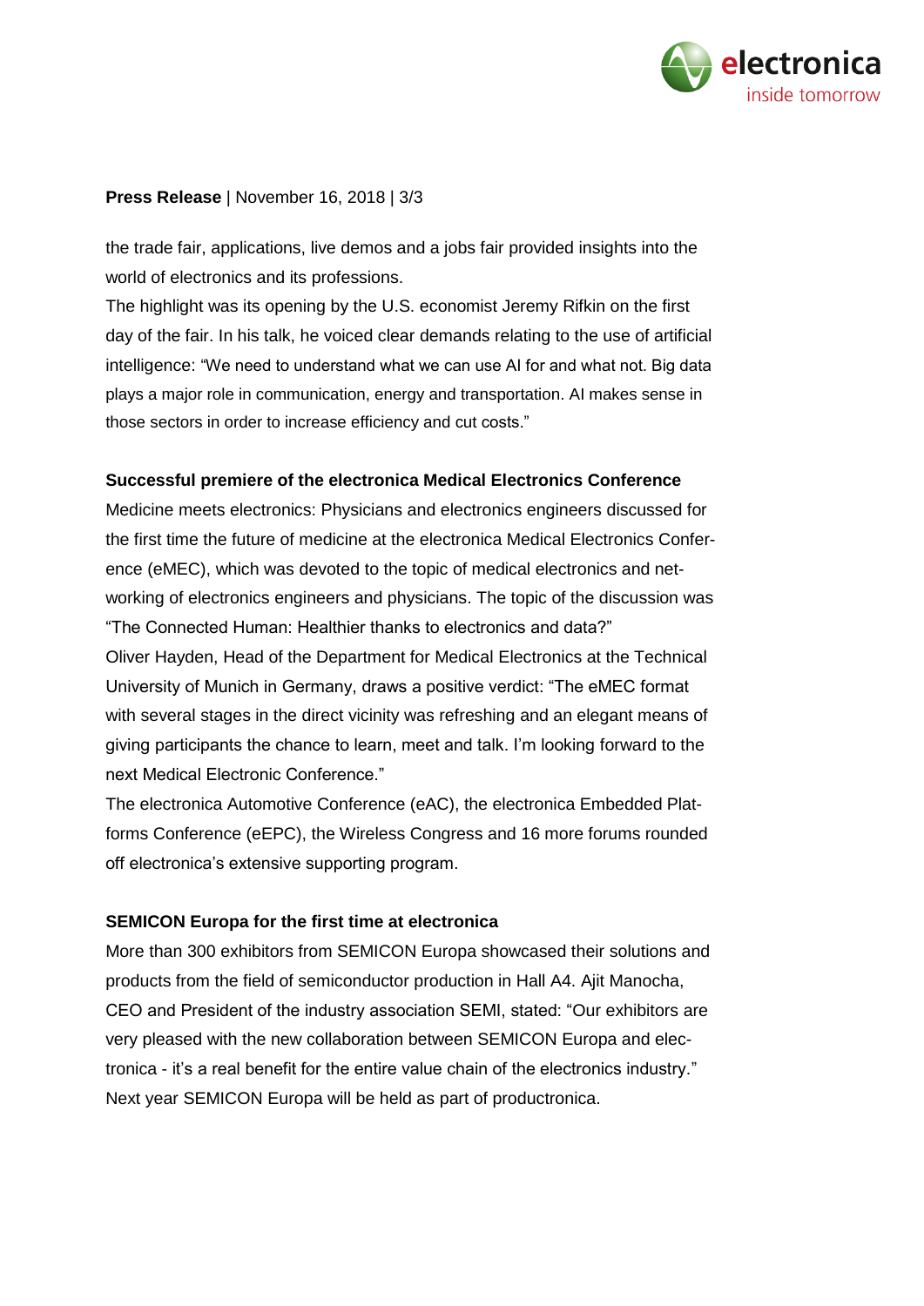the trade fair, applications, live demos and a jobs fair provided insights into the world of electronics and its professions.
The highlight was its opening by the U.S. economist Jeremy Rifkin on the first day of the fair. In his talk, he voiced clear demands relating to the use of artificial intelligence: "We need to understand what we can use AI for and what not. Big data plays a major role in communication, energy and transportation. AI makes sense in those sectors in order to increase efficiency and cut costs."

**Successful premiere of the electronica Medical Electronics Conference**

Medicine meets electronics: Physicians and electronics engineers discussed for the first time the future of medicine at the electronica Medical Electronics Conference (eMEC), which was devoted to the topic of medical electronics and networking of electronics engineers and physicians. The topic of the discussion was "The Connected Human: Healthier thanks to electronics and data?"
Oliver Hayden, Head of the Department for Medical Electronics at the Technical University of Munich in Germany, draws a positive verdict: "The eMEC format with several stages in the direct vicinity was refreshing and an elegant means of giving participants the chance to learn, meet and talk. I'm looking forward to the next Medical Electronic Conference."
The electronica Automotive Conference (eAC), the electronica Embedded Platforms Conference (eEPC), the Wireless Congress and 16 more forums rounded off electronica's extensive supporting program.

**SEMICON Europa for the first time at electronica**

More than 300 exhibitors from SEMICON Europa showcased their solutions and products from the field of semiconductor production in Hall A4. Ajit Manocha, CEO and President of the industry association SEMI, stated: "Our exhibitors are very pleased with the new collaboration between SEMICON Europa and electronica - it's a real benefit for the entire value chain of the electronics industry." Next year SEMICON Europa will be held as part of productronica.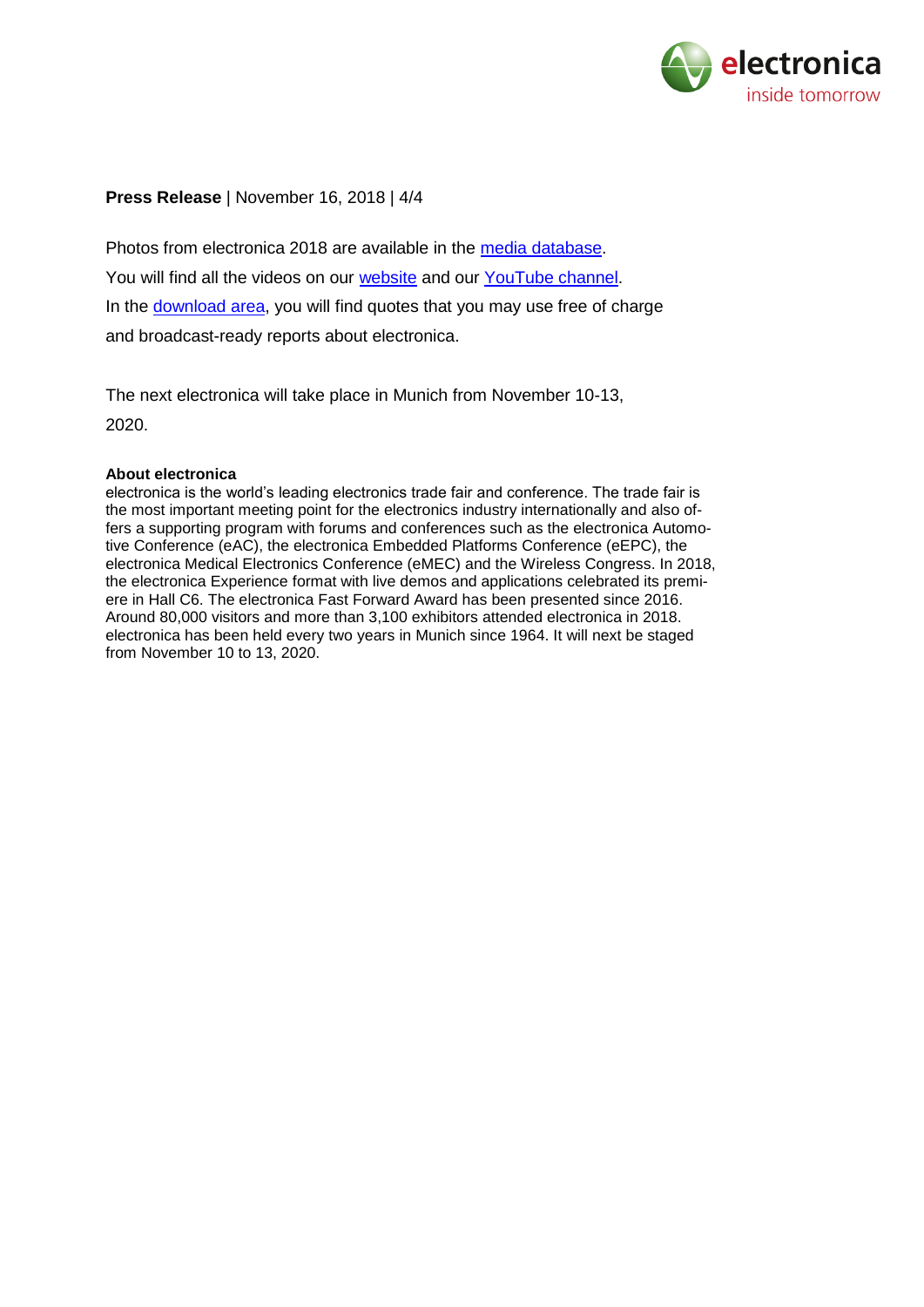**Press Release** | November 16, 2018 | 4/4

Photos from electronica 2018 are available in the media database.
You will find all the videos on our website and our YouTube channel.
In the download area, you will find quotes that you may use free of charge and broadcast-ready reports about electronica.

The next electronica will take place in Munich from November 10-13, 2020.

**About electronica**
electronica is the world's leading electronics trade fair and conference. The trade fair is the most important meeting point for the electronics industry internationally and also offers a supporting program with forums and conferences such as the electronica Automotive Conference (eAC), the electronica Embedded Platforms Conference (eEPC), the electronica Medical Electronics Conference (eMEC) and the Wireless Congress. In 2018, the electronica Experience format with live demos and applications celebrated its premiere in Hall C6. The electronica Fast Forward Award has been presented since 2016. Around 80,000 visitors and more than 3,100 exhibitors attended electronica in 2018. electronica has been held every two years in Munich since 1964. It will next be staged from November 10 to 13, 2020.